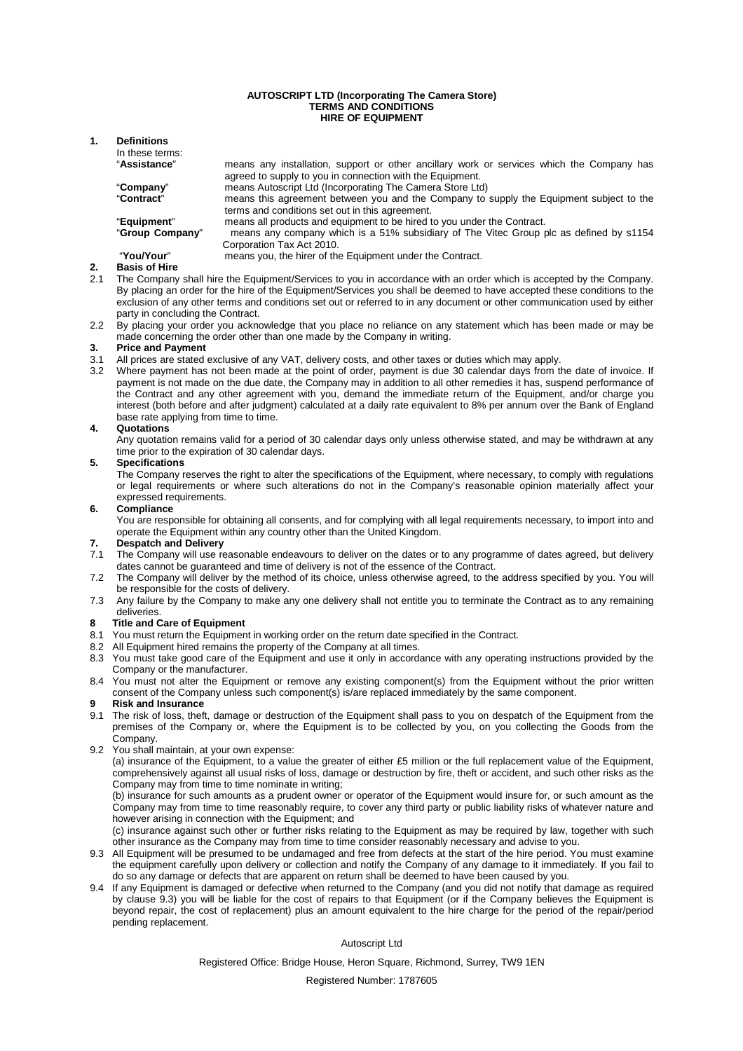**AUTOSCRIPT LTD (Incorporating The Camera Store)**
**TERMS AND CONDITIONS**
**HIRE OF EQUIPMENT**

**1. Definitions**

In these terms:

| | |
|---|---|
| "**Assistance**" | means any installation, support or other ancillary work or services which the Company has agreed to supply to you in connection with the Equipment. |
| "**Company**" | means Autoscript Ltd (Incorporating The Camera Store Ltd) |
| "**Contract**" | means this agreement between you and the Company to supply the Equipment subject to the terms and conditions set out in this agreement. |
| "**Equipment**" | means all products and equipment to be hired to you under the Contract. |
| "**Group Company**" | means any company which is a 51% subsidiary of The Vitec Group plc as defined by s1154 Corporation Tax Act 2010. |
| "**You/Your**" | means you, the hirer of the Equipment under the Contract. |

**2. Basis of Hire**

2.1 The Company shall hire the Equipment/Services to you in accordance with an order which is accepted by the Company. By placing an order for the hire of the Equipment/Services you shall be deemed to have accepted these conditions to the exclusion of any other terms and conditions set out or referred to in any document or other communication used by either party in concluding the Contract.

2.2 By placing your order you acknowledge that you place no reliance on any statement which has been made or may be made concerning the order other than one made by the Company in writing.

**3. Price and Payment**

3.1 All prices are stated exclusive of any VAT, delivery costs, and other taxes or duties which may apply.

3.2 Where payment has not been made at the point of order, payment is due 30 calendar days from the date of invoice. If payment is not made on the due date, the Company may in addition to all other remedies it has, suspend performance of the Contract and any other agreement with you, demand the immediate return of the Equipment, and/or charge you interest (both before and after judgment) calculated at a daily rate equivalent to 8% per annum over the Bank of England base rate applying from time to time.

**4. Quotations**

Any quotation remains valid for a period of 30 calendar days only unless otherwise stated, and may be withdrawn at any time prior to the expiration of 30 calendar days.

**5. Specifications**

The Company reserves the right to alter the specifications of the Equipment, where necessary, to comply with regulations or legal requirements or where such alterations do not in the Company's reasonable opinion materially affect your expressed requirements.

**6. Compliance**

You are responsible for obtaining all consents, and for complying with all legal requirements necessary, to import into and operate the Equipment within any country other than the United Kingdom.

**7. Despatch and Delivery**

7.1 The Company will use reasonable endeavours to deliver on the dates or to any programme of dates agreed, but delivery dates cannot be guaranteed and time of delivery is not of the essence of the Contract.

7.2 The Company will deliver by the method of its choice, unless otherwise agreed, to the address specified by you. You will be responsible for the costs of delivery.

7.3 Any failure by the Company to make any one delivery shall not entitle you to terminate the Contract as to any remaining deliveries.

**8 Title and Care of Equipment**

8.1 You must return the Equipment in working order on the return date specified in the Contract.

8.2 All Equipment hired remains the property of the Company at all times.

8.3 You must take good care of the Equipment and use it only in accordance with any operating instructions provided by the Company or the manufacturer.

8.4 You must not alter the Equipment or remove any existing component(s) from the Equipment without the prior written consent of the Company unless such component(s) is/are replaced immediately by the same component.

**9 Risk and Insurance**

9.1 The risk of loss, theft, damage or destruction of the Equipment shall pass to you on despatch of the Equipment from the premises of the Company or, where the Equipment is to be collected by you, on you collecting the Goods from the Company.

9.2 You shall maintain, at your own expense:

(a) insurance of the Equipment, to a value the greater of either £5 million or the full replacement value of the Equipment, comprehensively against all usual risks of loss, damage or destruction by fire, theft or accident, and such other risks as the Company may from time to time nominate in writing;

(b) insurance for such amounts as a prudent owner or operator of the Equipment would insure for, or such amount as the Company may from time to time reasonably require, to cover any third party or public liability risks of whatever nature and however arising in connection with the Equipment; and

(c) insurance against such other or further risks relating to the Equipment as may be required by law, together with such other insurance as the Company may from time to time consider reasonably necessary and advise to you.

9.3 All Equipment will be presumed to be undamaged and free from defects at the start of the hire period. You must examine the equipment carefully upon delivery or collection and notify the Company of any damage to it immediately. If you fail to do so any damage or defects that are apparent on return shall be deemed to have been caused by you.

9.4 If any Equipment is damaged or defective when returned to the Company (and you did not notify that damage as required by clause 9.3) you will be liable for the cost of repairs to that Equipment (or if the Company believes the Equipment is beyond repair, the cost of replacement) plus an amount equivalent to the hire charge for the period of the repair/period pending replacement.

Autoscript Ltd

Registered Office: Bridge House, Heron Square, Richmond, Surrey, TW9 1EN

Registered Number: 1787605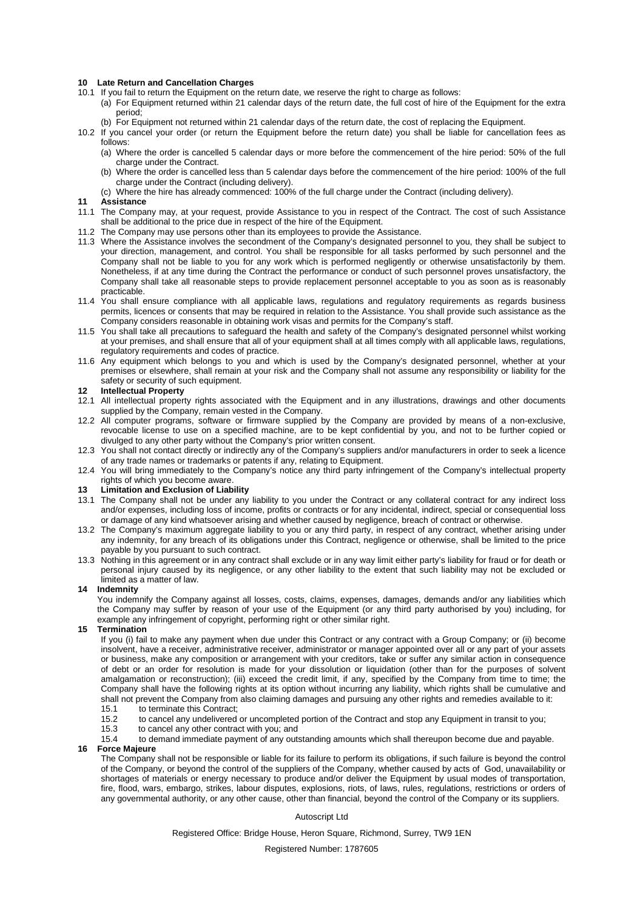## 10 Late Return and Cancellation Charges

10.1 If you fail to return the Equipment on the return date, we reserve the right to charge as follows:

(a) For Equipment returned within 21 calendar days of the return date, the full cost of hire of the Equipment for the extra period;

(b) For Equipment not returned within 21 calendar days of the return date, the cost of replacing the Equipment.

10.2 If you cancel your order (or return the Equipment before the return date) you shall be liable for cancellation fees as follows:

(a) Where the order is cancelled 5 calendar days or more before the commencement of the hire period: 50% of the full charge under the Contract.

(b) Where the order is cancelled less than 5 calendar days before the commencement of the hire period: 100% of the full charge under the Contract (including delivery).

(c) Where the hire has already commenced: 100% of the full charge under the Contract (including delivery).

## 11 Assistance

11.1 The Company may, at your request, provide Assistance to you in respect of the Contract. The cost of such Assistance shall be additional to the price due in respect of the hire of the Equipment.

11.2 The Company may use persons other than its employees to provide the Assistance.

11.3 Where the Assistance involves the secondment of the Company's designated personnel to you, they shall be subject to your direction, management, and control. You shall be responsible for all tasks performed by such personnel and the Company shall not be liable to you for any work which is performed negligently or otherwise unsatisfactorily by them. Nonetheless, if at any time during the Contract the performance or conduct of such personnel proves unsatisfactory, the Company shall take all reasonable steps to provide replacement personnel acceptable to you as soon as is reasonably practicable.

11.4 You shall ensure compliance with all applicable laws, regulations and regulatory requirements as regards business permits, licences or consents that may be required in relation to the Assistance. You shall provide such assistance as the Company considers reasonable in obtaining work visas and permits for the Company's staff.

11.5 You shall take all precautions to safeguard the health and safety of the Company's designated personnel whilst working at your premises, and shall ensure that all of your equipment shall at all times comply with all applicable laws, regulations, regulatory requirements and codes of practice.

11.6 Any equipment which belongs to you and which is used by the Company's designated personnel, whether at your premises or elsewhere, shall remain at your risk and the Company shall not assume any responsibility or liability for the safety or security of such equipment.

## 12 Intellectual Property

12.1 All intellectual property rights associated with the Equipment and in any illustrations, drawings and other documents supplied by the Company, remain vested in the Company.

12.2 All computer programs, software or firmware supplied by the Company are provided by means of a non-exclusive, revocable license to use on a specified machine, are to be kept confidential by you, and not to be further copied or divulged to any other party without the Company's prior written consent.

12.3 You shall not contact directly or indirectly any of the Company's suppliers and/or manufacturers in order to seek a licence of any trade names or trademarks or patents if any, relating to Equipment.

12.4 You will bring immediately to the Company's notice any third party infringement of the Company's intellectual property rights of which you become aware.

## 13 Limitation and Exclusion of Liability

13.1 The Company shall not be under any liability to you under the Contract or any collateral contract for any indirect loss and/or expenses, including loss of income, profits or contracts or for any incidental, indirect, special or consequential loss or damage of any kind whatsoever arising and whether caused by negligence, breach of contract or otherwise.

13.2 The Company's maximum aggregate liability to you or any third party, in respect of any contract, whether arising under any indemnity, for any breach of its obligations under this Contract, negligence or otherwise, shall be limited to the price payable by you pursuant to such contract.

13.3 Nothing in this agreement or in any contract shall exclude or in any way limit either party's liability for fraud or for death or personal injury caused by its negligence, or any other liability to the extent that such liability may not be excluded or limited as a matter of law.

## 14 Indemnity

You indemnify the Company against all losses, costs, claims, expenses, damages, demands and/or any liabilities which the Company may suffer by reason of your use of the Equipment (or any third party authorised by you) including, for example any infringement of copyright, performing right or other similar right.

## 15 Termination

If you (i) fail to make any payment when due under this Contract or any contract with a Group Company; or (ii) become insolvent, have a receiver, administrative receiver, administrator or manager appointed over all or any part of your assets or business, make any composition or arrangement with your creditors, take or suffer any similar action in consequence of debt or an order for resolution is made for your dissolution or liquidation (other than for the purposes of solvent amalgamation or reconstruction); (iii) exceed the credit limit, if any, specified by the Company from time to time; the Company shall have the following rights at its option without incurring any liability, which rights shall be cumulative and shall not prevent the Company from also claiming damages and pursuing any other rights and remedies available to it:

15.1 to terminate this Contract;

15.2 to cancel any undelivered or uncompleted portion of the Contract and stop any Equipment in transit to you;

15.3 to cancel any other contract with you; and

15.4 to demand immediate payment of any outstanding amounts which shall thereupon become due and payable.

## 16 Force Majeure

The Company shall not be responsible or liable for its failure to perform its obligations, if such failure is beyond the control of the Company, or beyond the control of the suppliers of the Company, whether caused by acts of God, unavailability or shortages of materials or energy necessary to produce and/or deliver the Equipment by usual modes of transportation, fire, flood, wars, embargo, strikes, labour disputes, explosions, riots, of laws, rules, regulations, restrictions or orders of any governmental authority, or any other cause, other than financial, beyond the control of the Company or its suppliers.

Autoscript Ltd

Registered Office: Bridge House, Heron Square, Richmond, Surrey, TW9 1EN

Registered Number: 1787605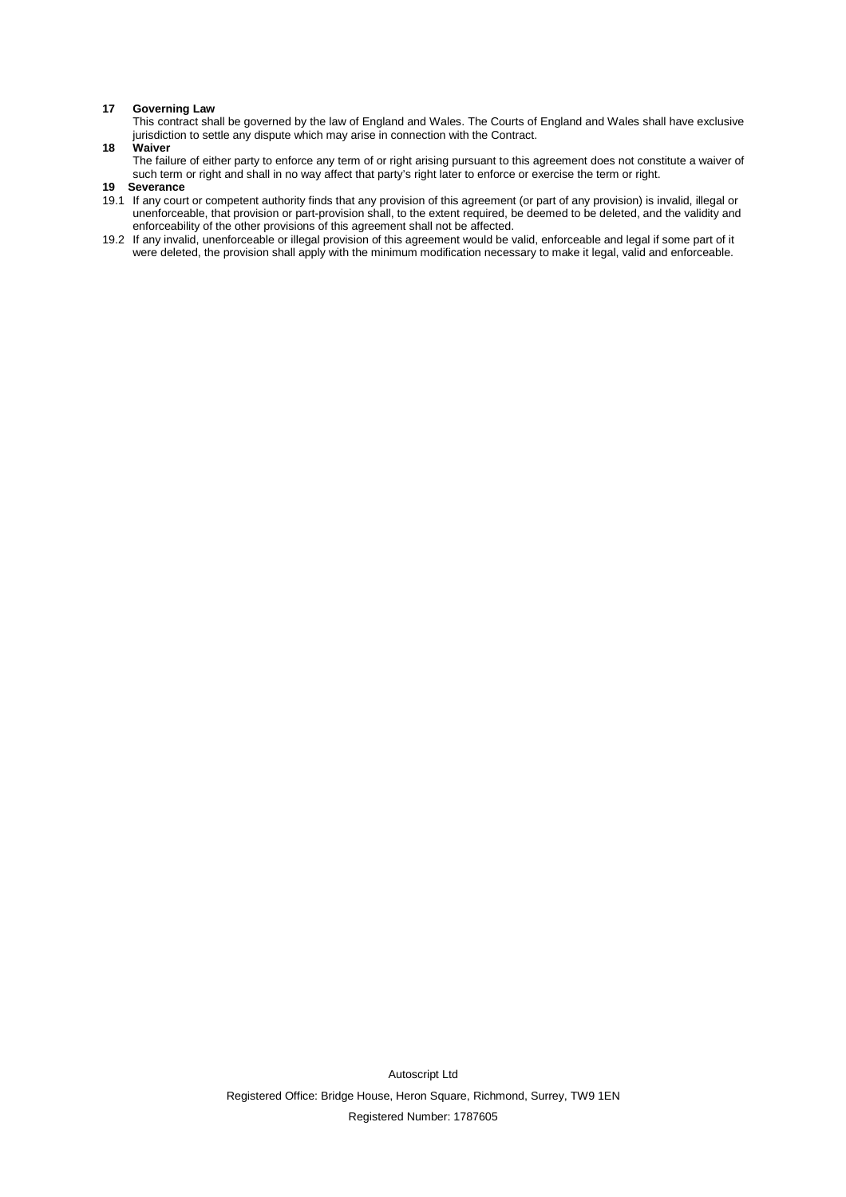**17 Governing Law**

This contract shall be governed by the law of England and Wales. The Courts of England and Wales shall have exclusive jurisdiction to settle any dispute which may arise in connection with the Contract.

**18 Waiver**

The failure of either party to enforce any term of or right arising pursuant to this agreement does not constitute a waiver of such term or right and shall in no way affect that party's right later to enforce or exercise the term or right.

**19 Severance**

19.1 If any court or competent authority finds that any provision of this agreement (or part of any provision) is invalid, illegal or unenforceable, that provision or part-provision shall, to the extent required, be deemed to be deleted, and the validity and enforceability of the other provisions of this agreement shall not be affected.

19.2 If any invalid, unenforceable or illegal provision of this agreement would be valid, enforceable and legal if some part of it were deleted, the provision shall apply with the minimum modification necessary to make it legal, valid and enforceable.

Autoscript Ltd

Registered Office: Bridge House, Heron Square, Richmond, Surrey, TW9 1EN

Registered Number: 1787605